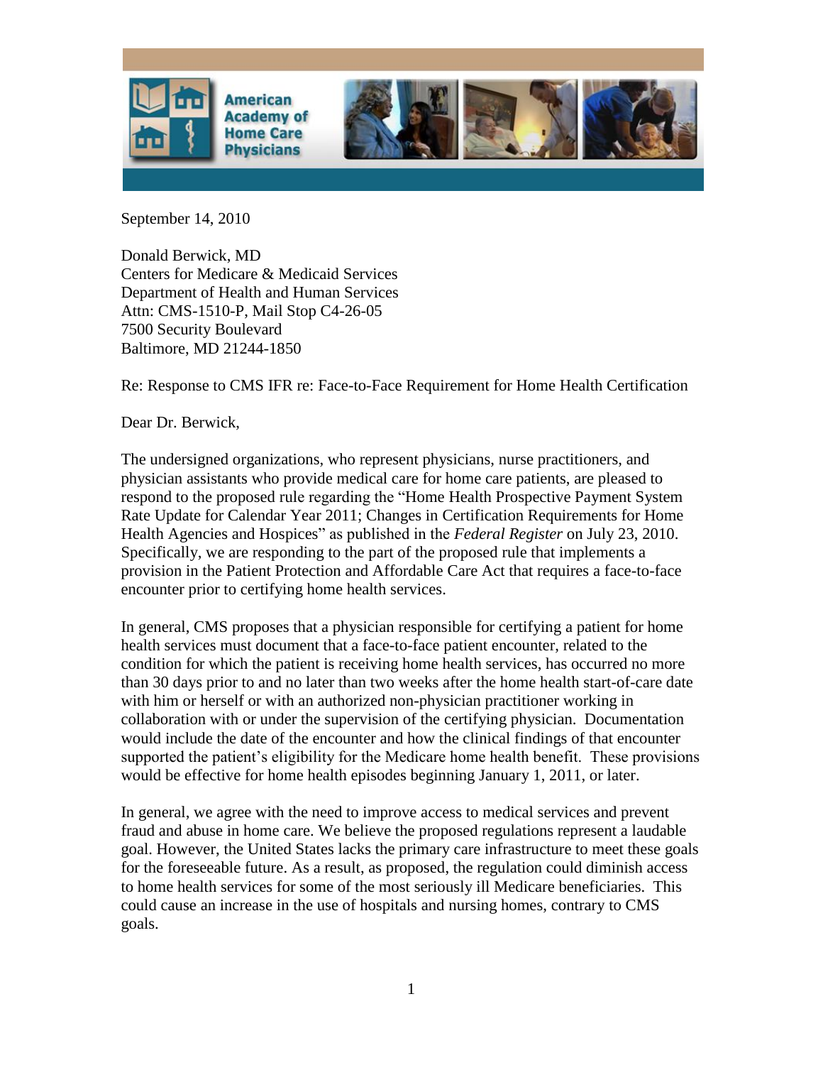**American Academy of Home Care Physicians**

September 14, 2010

Donald Berwick, MD
Centers for Medicare & Medicaid Services
Department of Health and Human Services
Attn: CMS-1510-P, Mail Stop C4-26-05
7500 Security Boulevard
Baltimore, MD 21244-1850

Re: Response to CMS IFR re: Face-to-Face Requirement for Home Health Certification

Dear Dr. Berwick,

The undersigned organizations, who represent physicians, nurse practitioners, and physician assistants who provide medical care for home care patients, are pleased to respond to the proposed rule regarding the "Home Health Prospective Payment System Rate Update for Calendar Year 2011; Changes in Certification Requirements for Home Health Agencies and Hospices" as published in the *Federal Register* on July 23, 2010. Specifically, we are responding to the part of the proposed rule that implements a provision in the Patient Protection and Affordable Care Act that requires a face-to-face encounter prior to certifying home health services.

In general, CMS proposes that a physician responsible for certifying a patient for home health services must document that a face-to-face patient encounter, related to the condition for which the patient is receiving home health services, has occurred no more than 30 days prior to and no later than two weeks after the home health start-of-care date with him or herself or with an authorized non-physician practitioner working in collaboration with or under the supervision of the certifying physician. Documentation would include the date of the encounter and how the clinical findings of that encounter supported the patient's eligibility for the Medicare home health benefit. These provisions would be effective for home health episodes beginning January 1, 2011, or later.

In general, we agree with the need to improve access to medical services and prevent fraud and abuse in home care. We believe the proposed regulations represent a laudable goal. However, the United States lacks the primary care infrastructure to meet these goals for the foreseeable future. As a result, as proposed, the regulation could diminish access to home health services for some of the most seriously ill Medicare beneficiaries. This could cause an increase in the use of hospitals and nursing homes, contrary to CMS goals.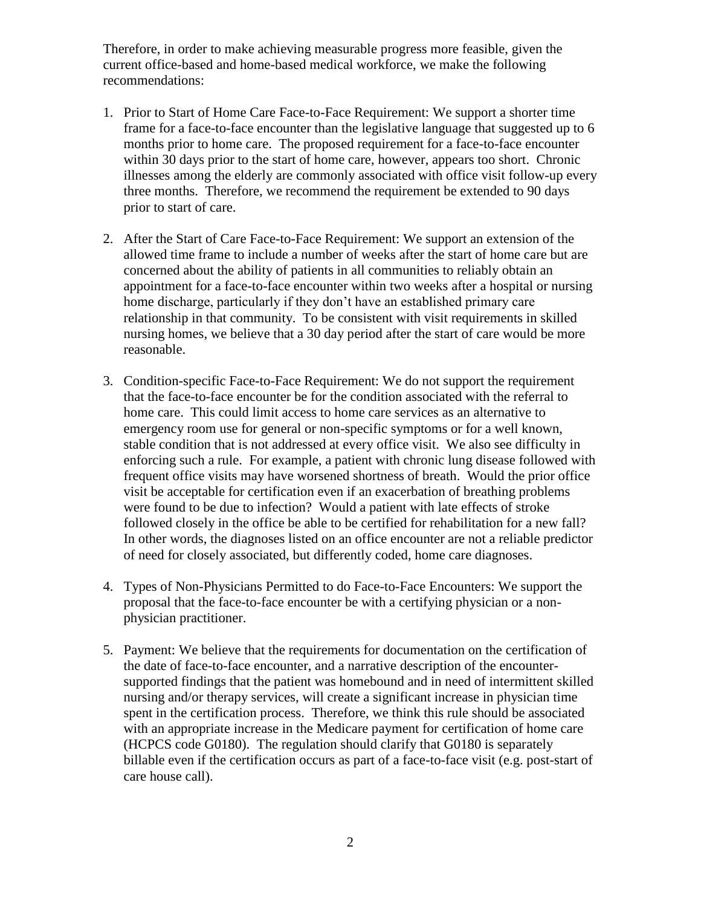Therefore, in order to make achieving measurable progress more feasible, given the current office-based and home-based medical workforce, we make the following recommendations:

1. Prior to Start of Home Care Face-to-Face Requirement: We support a shorter time frame for a face-to-face encounter than the legislative language that suggested up to 6 months prior to home care. The proposed requirement for a face-to-face encounter within 30 days prior to the start of home care, however, appears too short. Chronic illnesses among the elderly are commonly associated with office visit follow-up every three months. Therefore, we recommend the requirement be extended to 90 days prior to start of care.

2. After the Start of Care Face-to-Face Requirement: We support an extension of the allowed time frame to include a number of weeks after the start of home care but are concerned about the ability of patients in all communities to reliably obtain an appointment for a face-to-face encounter within two weeks after a hospital or nursing home discharge, particularly if they don't have an established primary care relationship in that community. To be consistent with visit requirements in skilled nursing homes, we believe that a 30 day period after the start of care would be more reasonable.

3. Condition-specific Face-to-Face Requirement: We do not support the requirement that the face-to-face encounter be for the condition associated with the referral to home care. This could limit access to home care services as an alternative to emergency room use for general or non-specific symptoms or for a well known, stable condition that is not addressed at every office visit. We also see difficulty in enforcing such a rule. For example, a patient with chronic lung disease followed with frequent office visits may have worsened shortness of breath. Would the prior office visit be acceptable for certification even if an exacerbation of breathing problems were found to be due to infection? Would a patient with late effects of stroke followed closely in the office be able to be certified for rehabilitation for a new fall? In other words, the diagnoses listed on an office encounter are not a reliable predictor of need for closely associated, but differently coded, home care diagnoses.

4. Types of Non-Physicians Permitted to do Face-to-Face Encounters: We support the proposal that the face-to-face encounter be with a certifying physician or a non-physician practitioner.

5. Payment: We believe that the requirements for documentation on the certification of the date of face-to-face encounter, and a narrative description of the encounter-supported findings that the patient was homebound and in need of intermittent skilled nursing and/or therapy services, will create a significant increase in physician time spent in the certification process. Therefore, we think this rule should be associated with an appropriate increase in the Medicare payment for certification of home care (HCPCS code G0180). The regulation should clarify that G0180 is separately billable even if the certification occurs as part of a face-to-face visit (e.g. post-start of care house call).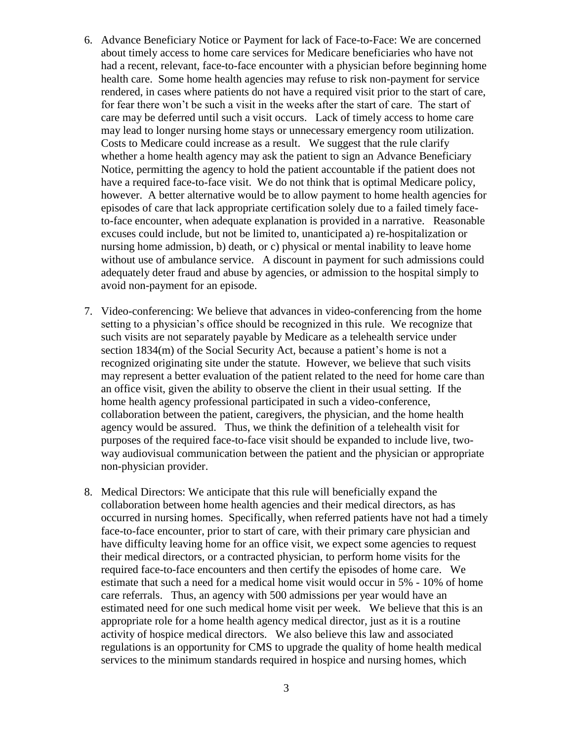6. Advance Beneficiary Notice or Payment for lack of Face-to-Face: We are concerned about timely access to home care services for Medicare beneficiaries who have not had a recent, relevant, face-to-face encounter with a physician before beginning home health care. Some home health agencies may refuse to risk non-payment for service rendered, in cases where patients do not have a required visit prior to the start of care, for fear there won't be such a visit in the weeks after the start of care. The start of care may be deferred until such a visit occurs. Lack of timely access to home care may lead to longer nursing home stays or unnecessary emergency room utilization. Costs to Medicare could increase as a result. We suggest that the rule clarify whether a home health agency may ask the patient to sign an Advance Beneficiary Notice, permitting the agency to hold the patient accountable if the patient does not have a required face-to-face visit. We do not think that is optimal Medicare policy, however. A better alternative would be to allow payment to home health agencies for episodes of care that lack appropriate certification solely due to a failed timely face-to-face encounter, when adequate explanation is provided in a narrative. Reasonable excuses could include, but not be limited to, unanticipated a) re-hospitalization or nursing home admission, b) death, or c) physical or mental inability to leave home without use of ambulance service. A discount in payment for such admissions could adequately deter fraud and abuse by agencies, or admission to the hospital simply to avoid non-payment for an episode.

7. Video-conferencing: We believe that advances in video-conferencing from the home setting to a physician's office should be recognized in this rule. We recognize that such visits are not separately payable by Medicare as a telehealth service under section 1834(m) of the Social Security Act, because a patient's home is not a recognized originating site under the statute. However, we believe that such visits may represent a better evaluation of the patient related to the need for home care than an office visit, given the ability to observe the client in their usual setting. If the home health agency professional participated in such a video-conference, collaboration between the patient, caregivers, the physician, and the home health agency would be assured. Thus, we think the definition of a telehealth visit for purposes of the required face-to-face visit should be expanded to include live, two-way audiovisual communication between the patient and the physician or appropriate non-physician provider.

8. Medical Directors: We anticipate that this rule will beneficially expand the collaboration between home health agencies and their medical directors, as has occurred in nursing homes. Specifically, when referred patients have not had a timely face-to-face encounter, prior to start of care, with their primary care physician and have difficulty leaving home for an office visit, we expect some agencies to request their medical directors, or a contracted physician, to perform home visits for the required face-to-face encounters and then certify the episodes of home care. We estimate that such a need for a medical home visit would occur in 5% - 10% of home care referrals. Thus, an agency with 500 admissions per year would have an estimated need for one such medical home visit per week. We believe that this is an appropriate role for a home health agency medical director, just as it is a routine activity of hospice medical directors. We also believe this law and associated regulations is an opportunity for CMS to upgrade the quality of home health medical services to the minimum standards required in hospice and nursing homes, which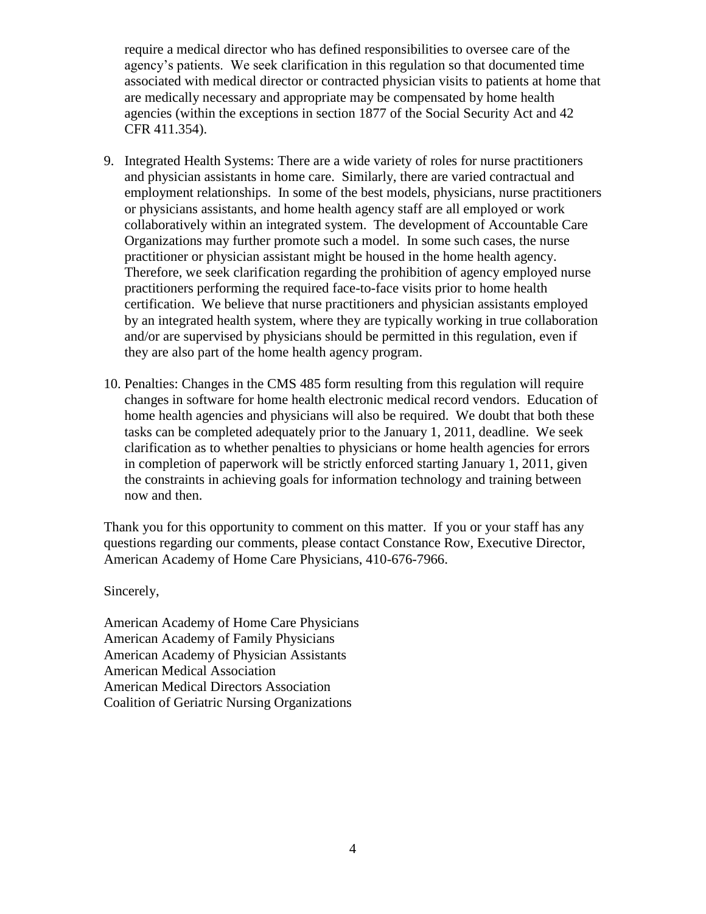require a medical director who has defined responsibilities to oversee care of the agency's patients. We seek clarification in this regulation so that documented time associated with medical director or contracted physician visits to patients at home that are medically necessary and appropriate may be compensated by home health agencies (within the exceptions in section 1877 of the Social Security Act and 42 CFR 411.354).

9. Integrated Health Systems: There are a wide variety of roles for nurse practitioners and physician assistants in home care. Similarly, there are varied contractual and employment relationships. In some of the best models, physicians, nurse practitioners or physicians assistants, and home health agency staff are all employed or work collaboratively within an integrated system. The development of Accountable Care Organizations may further promote such a model. In some such cases, the nurse practitioner or physician assistant might be housed in the home health agency. Therefore, we seek clarification regarding the prohibition of agency employed nurse practitioners performing the required face-to-face visits prior to home health certification. We believe that nurse practitioners and physician assistants employed by an integrated health system, where they are typically working in true collaboration and/or are supervised by physicians should be permitted in this regulation, even if they are also part of the home health agency program.

10. Penalties: Changes in the CMS 485 form resulting from this regulation will require changes in software for home health electronic medical record vendors. Education of home health agencies and physicians will also be required. We doubt that both these tasks can be completed adequately prior to the January 1, 2011, deadline. We seek clarification as to whether penalties to physicians or home health agencies for errors in completion of paperwork will be strictly enforced starting January 1, 2011, given the constraints in achieving goals for information technology and training between now and then.

Thank you for this opportunity to comment on this matter. If you or your staff has any questions regarding our comments, please contact Constance Row, Executive Director, American Academy of Home Care Physicians, 410-676-7966.

Sincerely,

American Academy of Home Care Physicians
American Academy of Family Physicians
American Academy of Physician Assistants
American Medical Association
American Medical Directors Association
Coalition of Geriatric Nursing Organizations